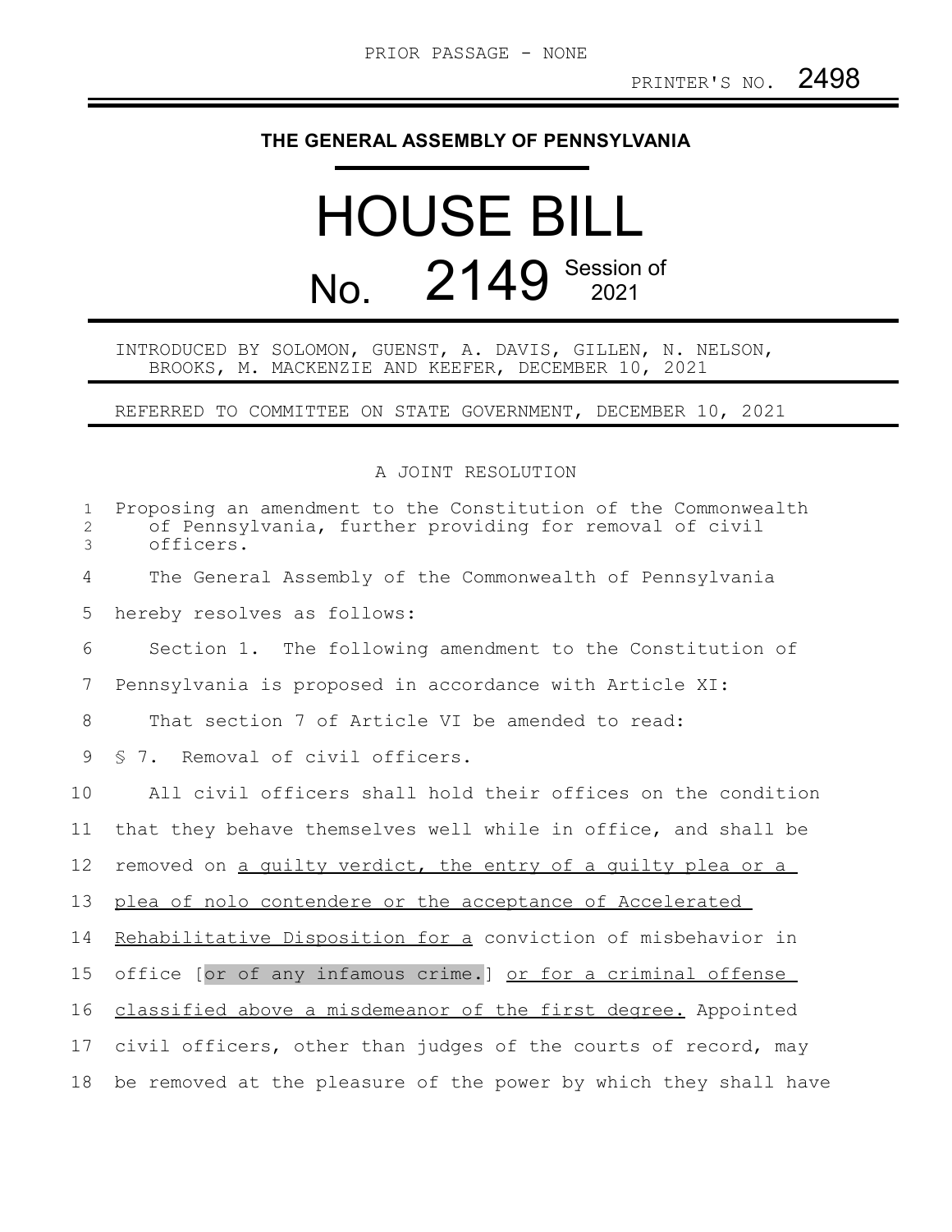PRIOR PASSAGE - NONE

PRINTER'S NO. 2498

**THE GENERAL ASSEMBLY OF PENNSYLVANIA**

# HOUSE BILL

# No. 2149 Session of 2021

INTRODUCED BY SOLOMON, GUENST, A. DAVIS, GILLEN, N. NELSON, BROOKS, M. MACKENZIE AND KEEFER, DECEMBER 10, 2021

REFERRED TO COMMITTEE ON STATE GOVERNMENT, DECEMBER 10, 2021

A JOINT RESOLUTION

Proposing an amendment to the Constitution of the Commonwealth of Pennsylvania, further providing for removal of civil officers.

The General Assembly of the Commonwealth of Pennsylvania hereby resolves as follows:

Section 1. The following amendment to the Constitution of Pennsylvania is proposed in accordance with Article XI:

That section 7 of Article VI be amended to read:

§ 7. Removal of civil officers.

All civil officers shall hold their offices on the condition that they behave themselves well while in office, and shall be removed on <u>a guilty verdict, the entry of a guilty plea or a plea of nolo contendere or the acceptance of Accelerated Rehabilitative Disposition for a</u> conviction of misbehavior in office [or of any infamous crime.] <u>or for a criminal offense classified above a misdemeanor of the first degree.</u> Appointed civil officers, other than judges of the courts of record, may be removed at the pleasure of the power by which they shall have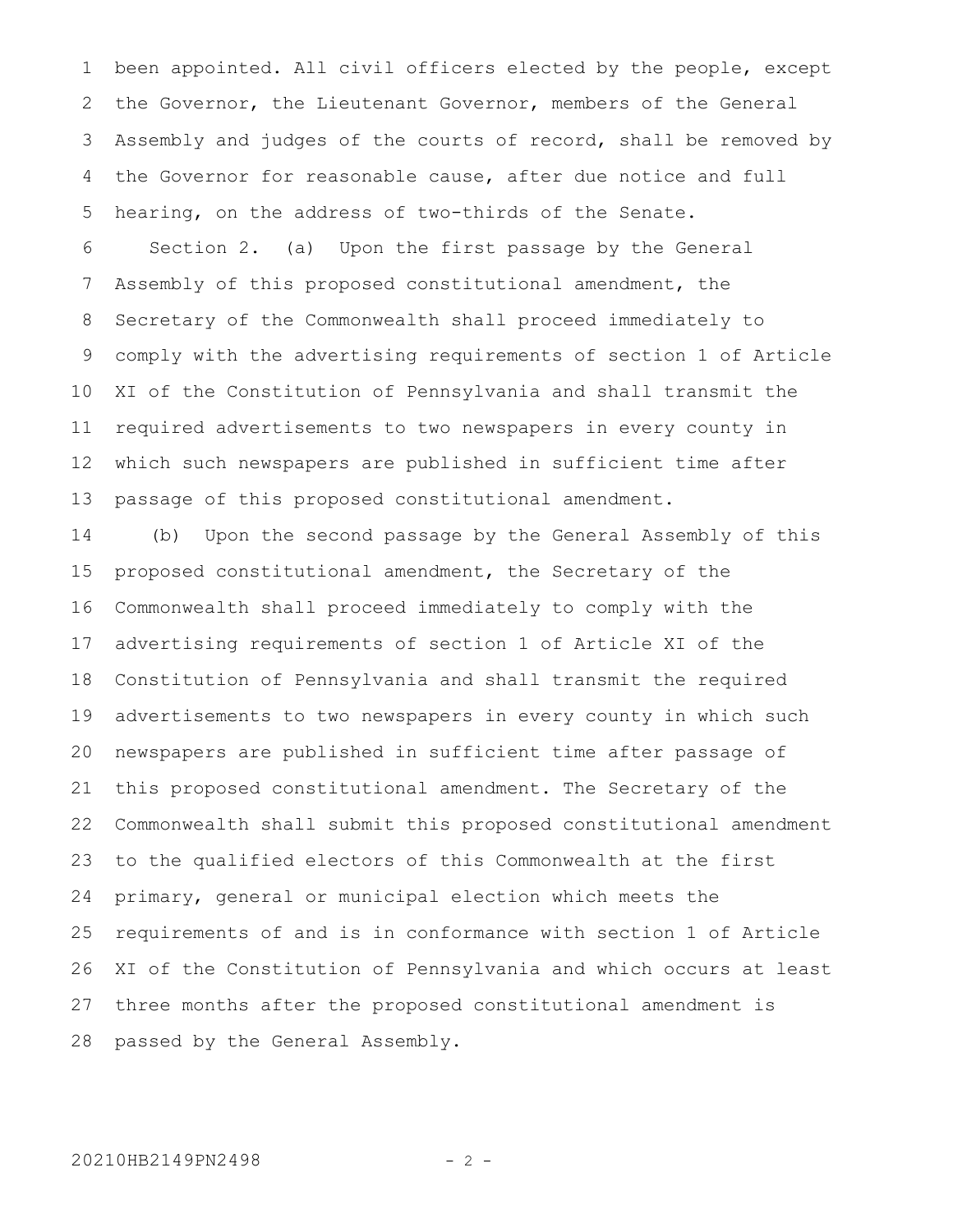been appointed. All civil officers elected by the people, except the Governor, the Lieutenant Governor, members of the General Assembly and judges of the courts of record, shall be removed by the Governor for reasonable cause, after due notice and full hearing, on the address of two-thirds of the Senate.

Section 2. (a) Upon the first passage by the General Assembly of this proposed constitutional amendment, the Secretary of the Commonwealth shall proceed immediately to comply with the advertising requirements of section 1 of Article XI of the Constitution of Pennsylvania and shall transmit the required advertisements to two newspapers in every county in which such newspapers are published in sufficient time after passage of this proposed constitutional amendment.

(b) Upon the second passage by the General Assembly of this proposed constitutional amendment, the Secretary of the Commonwealth shall proceed immediately to comply with the advertising requirements of section 1 of Article XI of the Constitution of Pennsylvania and shall transmit the required advertisements to two newspapers in every county in which such newspapers are published in sufficient time after passage of this proposed constitutional amendment. The Secretary of the Commonwealth shall submit this proposed constitutional amendment to the qualified electors of this Commonwealth at the first primary, general or municipal election which meets the requirements of and is in conformance with section 1 of Article XI of the Constitution of Pennsylvania and which occurs at least three months after the proposed constitutional amendment is passed by the General Assembly.